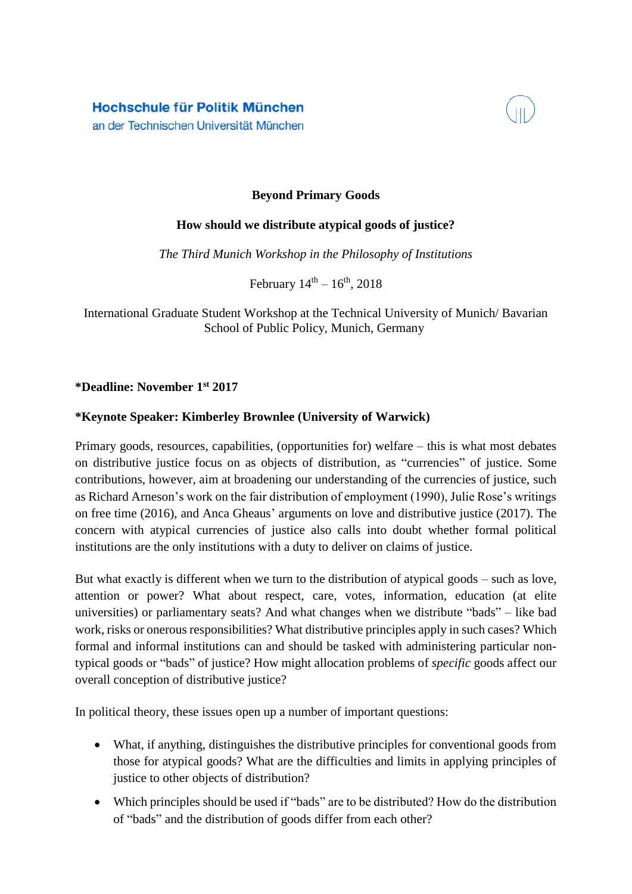Hochschule für Politik München
an der Technischen Universität München

# Beyond Primary Goods

## How should we distribute atypical goods of justice?

*The Third Munich Workshop in the Philosophy of Institutions*

February 14th – 16th, 2018

International Graduate Student Workshop at the Technical University of Munich/ Bavarian School of Public Policy, Munich, Germany

**\*Deadline: November 1st 2017**

**\*Keynote Speaker: Kimberley Brownlee (University of Warwick)**

Primary goods, resources, capabilities, (opportunities for) welfare – this is what most debates on distributive justice focus on as objects of distribution, as "currencies" of justice. Some contributions, however, aim at broadening our understanding of the currencies of justice, such as Richard Arneson's work on the fair distribution of employment (1990), Julie Rose's writings on free time (2016), and Anca Gheaus' arguments on love and distributive justice (2017). The concern with atypical currencies of justice also calls into doubt whether formal political institutions are the only institutions with a duty to deliver on claims of justice.

But what exactly is different when we turn to the distribution of atypical goods – such as love, attention or power? What about respect, care, votes, information, education (at elite universities) or parliamentary seats? And what changes when we distribute "bads" – like bad work, risks or onerous responsibilities? What distributive principles apply in such cases? Which formal and informal institutions can and should be tasked with administering particular non-typical goods or "bads" of justice? How might allocation problems of *specific* goods affect our overall conception of distributive justice?

In political theory, these issues open up a number of important questions:

- What, if anything, distinguishes the distributive principles for conventional goods from those for atypical goods? What are the difficulties and limits in applying principles of justice to other objects of distribution?
- Which principles should be used if "bads" are to be distributed? How do the distribution of "bads" and the distribution of goods differ from each other?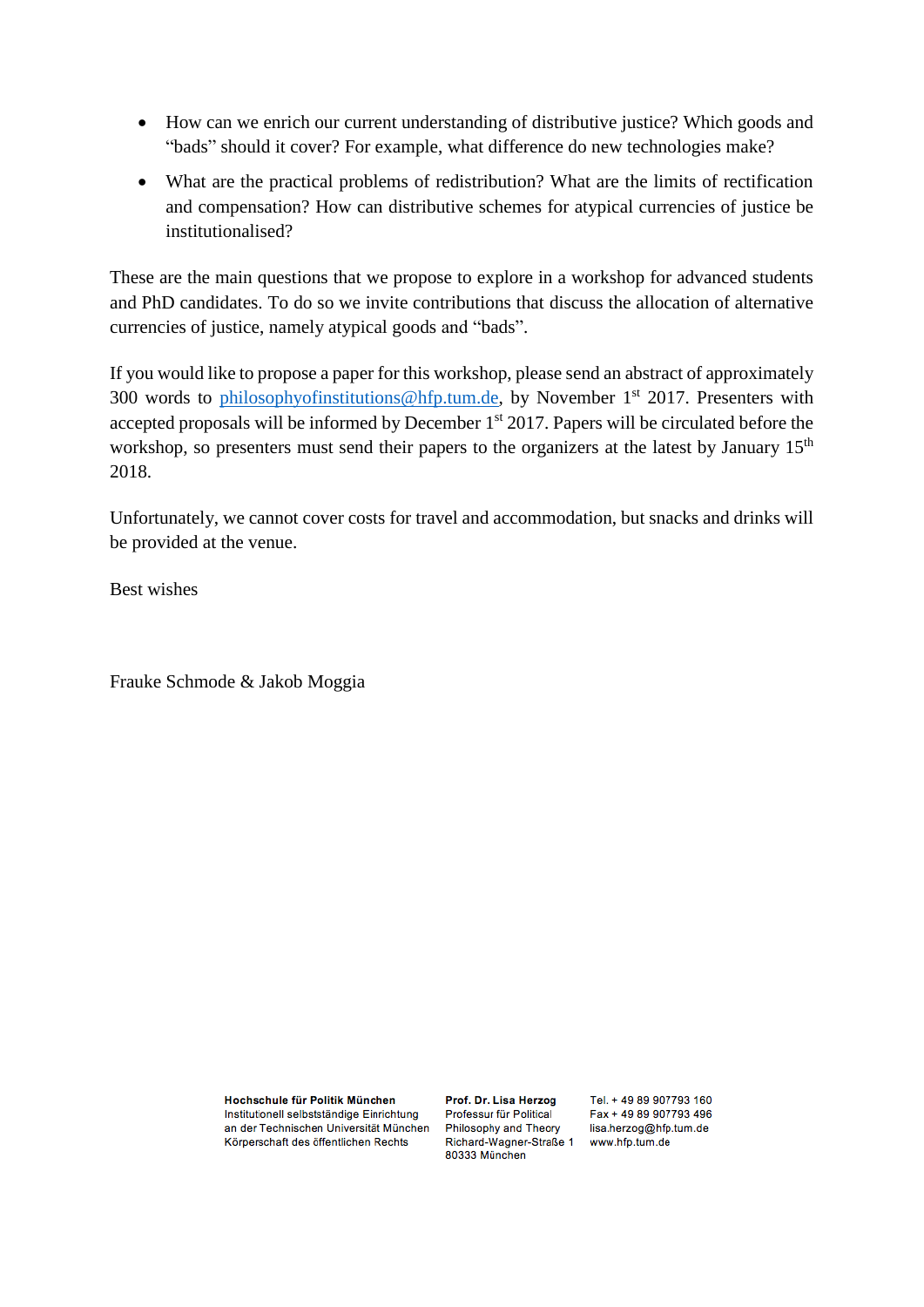- How can we enrich our current understanding of distributive justice? Which goods and “bads” should it cover? For example, what difference do new technologies make?
- What are the practical problems of redistribution? What are the limits of rectification and compensation? How can distributive schemes for atypical currencies of justice be institutionalised?

These are the main questions that we propose to explore in a workshop for advanced students and PhD candidates. To do so we invite contributions that discuss the allocation of alternative currencies of justice, namely atypical goods and “bads”.

If you would like to propose a paper for this workshop, please send an abstract of approximately 300 words to philosophyofinstitutions@hfp.tum.de, by November 1st 2017. Presenters with accepted proposals will be informed by December 1st 2017. Papers will be circulated before the workshop, so presenters must send their papers to the organizers at the latest by January 15th 2018.

Unfortunately, we cannot cover costs for travel and accommodation, but snacks and drinks will be provided at the venue.

Best wishes

Frauke Schmode & Jakob Moggia